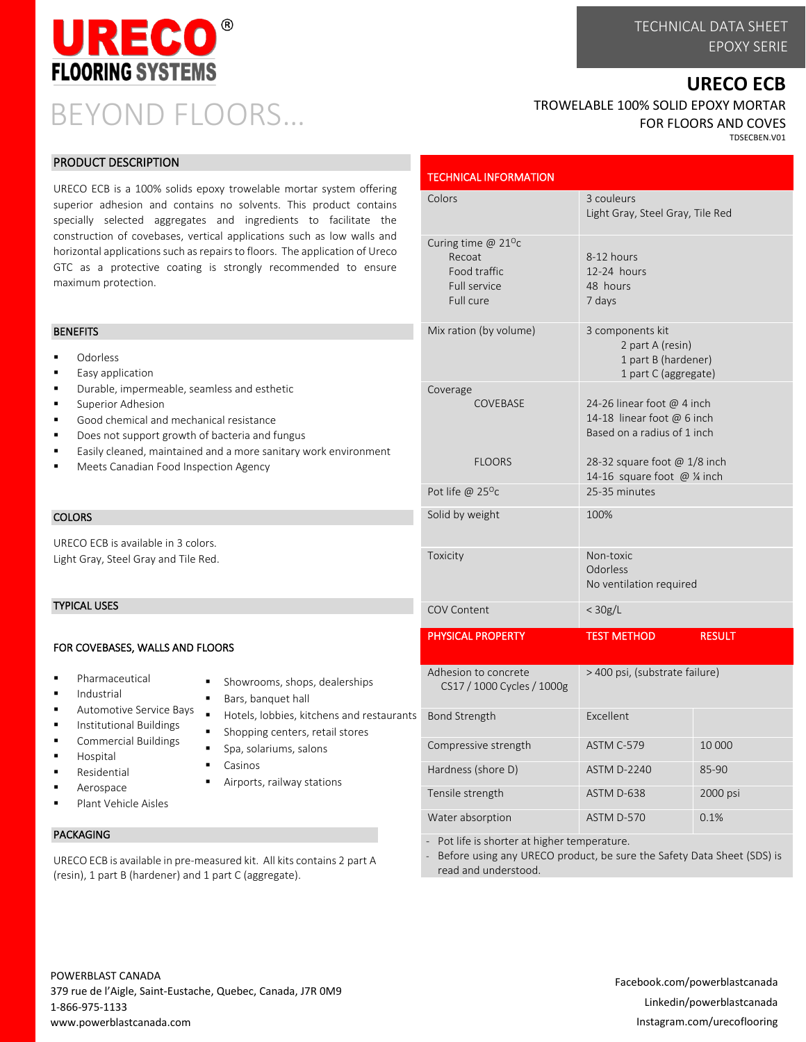# URECO® FLOORING SYSTEMS

BEYOND FLOORS...

TECHNICAL DATA SHEET
EPOXY SERIE

## URECO ECB

TROWELABLE 100% SOLID EPOXY MORTAR
FOR FLOORS AND COVES

TDSECBEN.V01

## PRODUCT DESCRIPTION

URECO ECB is a 100% solids epoxy trowelable mortar system offering superior adhesion and contains no solvents. This product contains specially selected aggregates and ingredients to facilitate the construction of covebases, vertical applications such as low walls and horizontal applications such as repairs to floors. The application of Ureco GTC as a protective coating is strongly recommended to ensure maximum protection.

## BENEFITS

- Odorless
- Easy application
- Durable, impermeable, seamless and esthetic
- Superior Adhesion
- Good chemical and mechanical resistance
- Does not support growth of bacteria and fungus
- Easily cleaned, maintained and a more sanitary work environment
- Meets Canadian Food Inspection Agency

## COLORS

URECO ECB is available in 3 colors.
Light Gray, Steel Gray and Tile Red.

## TYPICAL USES

### FOR COVEBASES, WALLS AND FLOORS

- Pharmaceutical
- Industrial
- Automotive Service Bays
- Institutional Buildings
- Commercial Buildings
- Hospital
- Residential
- Aerospace
- Plant Vehicle Aisles
- Showrooms, shops, dealerships
- Bars, banquet hall
- Hotels, lobbies, kitchens and restaurants
- Shopping centers, retail stores
- Spa, solariums, salons
- Casinos
- Airports, railway stations

## PACKAGING

URECO ECB is available in pre-measured kit. All kits contains 2 part A (resin), 1 part B (hardener) and 1 part C (aggregate).

## TECHNICAL INFORMATION

| | |
|---|---|
| Colors | 3 couleurs<br>Light Gray, Steel Gray, Tile Red |
| Curing time @ 21°c<br>Recoat<br>Food traffic<br>Full service<br>Full cure | <br>8-12 hours<br>12-24 hours<br>48 hours<br>7 days |
| Mix ration (by volume) | 3 components kit<br>2 part A (resin)<br>1 part B (hardener)<br>1 part C (aggregate) |
| Coverage<br>COVEBASE | <br>24-26 linear foot @ 4 inch<br>14-18 linear foot @ 6 inch<br>Based on a radius of 1 inch |
| FLOORS | 28-32 square foot @ 1/8 inch<br>14-16 square foot @ ¼ inch |
| Pot life @ 25°c | 25-35 minutes |
| Solid by weight | 100% |
| Toxicity | Non-toxic<br>Odorless<br>No ventilation required |
| COV Content | < 30g/L |

| PHYSICAL PROPERTY | TEST METHOD | RESULT |
|---|---|---|
| Adhesion to concrete<br>CS17 / 1000 Cycles / 1000g | > 400 psi, (substrate failure) | |
| Bond Strength | Excellent | |
| Compressive strength | ASTM C-579 | 10 000 |
| Hardness (shore D) | ASTM D-2240 | 85-90 |
| Tensile strength | ASTM D-638 | 2000 psi |
| Water absorption | ASTM D-570 | 0.1% |

- Pot life is shorter at higher temperature.
- Before using any URECO product, be sure the Safety Data Sheet (SDS) is read and understood.

POWERBLAST CANADA
379 rue de l'Aigle, Saint-Eustache, Quebec, Canada, J7R 0M9
1-866-975-1133
www.powerblastcanada.com

Facebook.com/powerblastcanada
Linkedin/powerblastcanada
Instagram.com/urecoflooring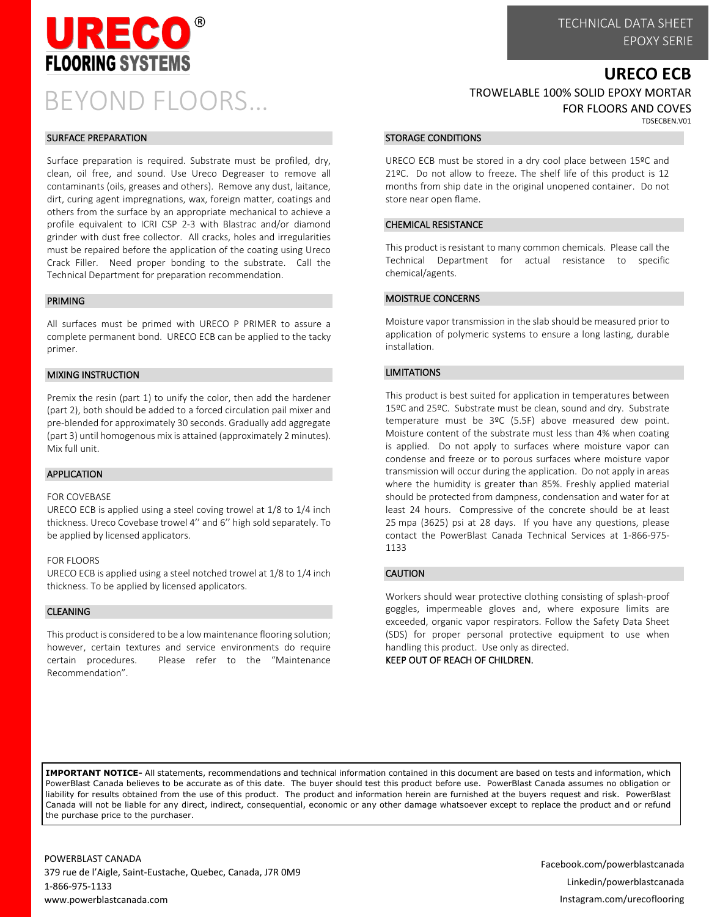# URECO ECB

TROWELABLE 100% SOLID EPOXY MORTAR
FOR FLOORS AND COVES

TDSECBEN.V01

## SURFACE PREPARATION

Surface preparation is required. Substrate must be profiled, dry, clean, oil free, and sound. Use Ureco Degreaser to remove all contaminants (oils, greases and others). Remove any dust, laitance, dirt, curing agent impregnations, wax, foreign matter, coatings and others from the surface by an appropriate mechanical to achieve a profile equivalent to ICRI CSP 2-3 with Blastrac and/or diamond grinder with dust free collector. All cracks, holes and irregularities must be repaired before the application of the coating using Ureco Crack Filler. Need proper bonding to the substrate. Call the Technical Department for preparation recommendation.

## PRIMING

All surfaces must be primed with URECO P PRIMER to assure a complete permanent bond. URECO ECB can be applied to the tacky primer.

## MIXING INSTRUCTION

Premix the resin (part 1) to unify the color, then add the hardener (part 2), both should be added to a forced circulation pail mixer and pre-blended for approximately 30 seconds. Gradually add aggregate (part 3) until homogenous mix is attained (approximately 2 minutes). Mix full unit.

## APPLICATION

FOR COVEBASE
URECO ECB is applied using a steel coving trowel at 1/8 to 1/4 inch thickness. Ureco Covebase trowel 4'' and 6'' high sold separately. To be applied by licensed applicators.

FOR FLOORS
URECO ECB is applied using a steel notched trowel at 1/8 to 1/4 inch thickness. To be applied by licensed applicators.

## CLEANING

This product is considered to be a low maintenance flooring solution; however, certain textures and service environments do require certain procedures. Please refer to the "Maintenance Recommendation".

## STORAGE CONDITIONS

URECO ECB must be stored in a dry cool place between 15ºC and 21ºC. Do not allow to freeze. The shelf life of this product is 12 months from ship date in the original unopened container. Do not store near open flame.

## CHEMICAL RESISTANCE

This product is resistant to many common chemicals. Please call the Technical Department for actual resistance to specific chemical/agents.

## MOISTRUE CONCERNS

Moisture vapor transmission in the slab should be measured prior to application of polymeric systems to ensure a long lasting, durable installation.

## LIMITATIONS

This product is best suited for application in temperatures between 15ºC and 25ºC. Substrate must be clean, sound and dry. Substrate temperature must be 3ºC (5.5F) above measured dew point. Moisture content of the substrate must less than 4% when coating is applied. Do not apply to surfaces where moisture vapor can condense and freeze or to porous surfaces where moisture vapor transmission will occur during the application. Do not apply in areas where the humidity is greater than 85%. Freshly applied material should be protected from dampness, condensation and water for at least 24 hours. Compressive of the concrete should be at least 25 mpa (3625) psi at 28 days. If you have any questions, please contact the PowerBlast Canada Technical Services at 1-866-975-1133

## CAUTION

Workers should wear protective clothing consisting of splash-proof goggles, impermeable gloves and, where exposure limits are exceeded, organic vapor respirators. Follow the Safety Data Sheet (SDS) for proper personal protective equipment to use when handling this product. Use only as directed.

KEEP OUT OF REACH OF CHILDREN.

**IMPORTANT NOTICE-** All statements, recommendations and technical information contained in this document are based on tests and information, which PowerBlast Canada believes to be accurate as of this date. The buyer should test this product before use. PowerBlast Canada assumes no obligation or liability for results obtained from the use of this product. The product and information herein are furnished at the buyers request and risk. PowerBlast Canada will not be liable for any direct, indirect, consequential, economic or any other damage whatsoever except to replace the product and or refund the purchase price to the purchaser.